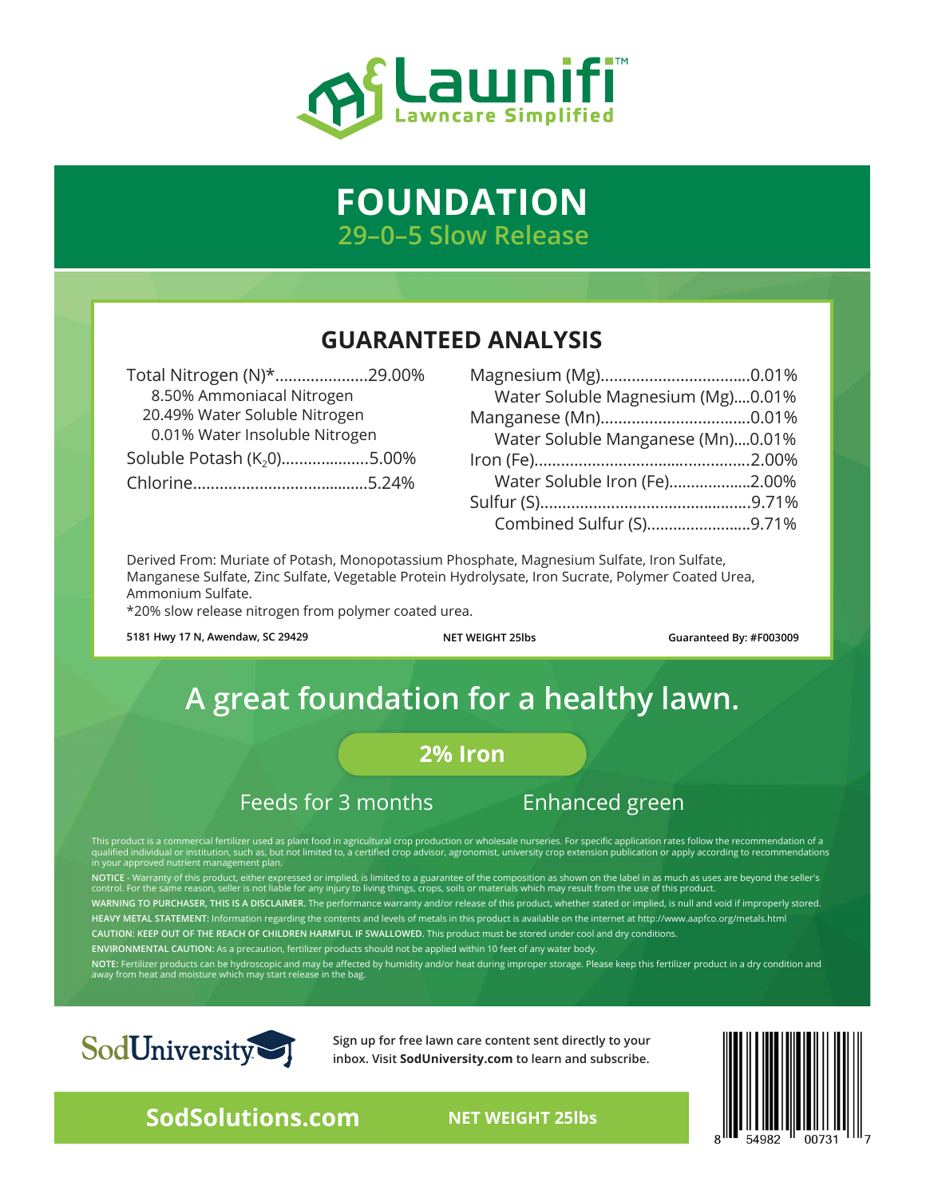# Lawnifi™

Lawncare Simplified

# FOUNDATION

## 29–0–5 Slow Release

## GUARANTEED ANALYSIS

| | |
|---|---|
| Total Nitrogen (N)* | 29.00% |
| 8.50% Ammoniacal Nitrogen | |
| 20.49% Water Soluble Nitrogen | |
| 0.01% Water Insoluble Nitrogen | |
| Soluble Potash ($K_2O$) | 5.00% |
| Chlorine | 5.24% |
| Magnesium (Mg) | 0.01% |
| Water Soluble Magnesium (Mg) | 0.01% |
| Manganese (Mn) | 0.01% |
| Water Soluble Manganese (Mn) | 0.01% |
| Iron (Fe) | 2.00% |
| Water Soluble Iron (Fe) | 2.00% |
| Sulfur (S) | 9.71% |
| Combined Sulfur (S) | 9.71% |

Derived From: Muriate of Potash, Monopotassium Phosphate, Magnesium Sulfate, Iron Sulfate, Manganese Sulfate, Zinc Sulfate, Vegetable Protein Hydrolysate, Iron Sucrate, Polymer Coated Urea, Ammonium Sulfate.

*20% slow release nitrogen from polymer coated urea.

**5181 Hwy 17 N, Awendaw, SC 29429** **NET WEIGHT 25lbs** **Guaranteed By: #F003009**

## A great foundation for a healthy lawn.

**2% Iron**

Feeds for 3 months

Enhanced green

This product is a commercial fertilizer used as plant food in agricultural crop production or wholesale nurseries. For specific application rates follow the recommendation of a qualified individual or institution, such as, but not limited to, a certified crop advisor, agronomist, university crop extension publication or apply according to recommendations in your approved nutrient management plan.

**NOTICE** - Warranty of this product, either expressed or implied, is limited to a guarantee of the composition as shown on the label in as much as uses are beyond the seller's control. For the same reason, seller is not liable for any injury to living things, crops, soils or materials which may result from the use of this product.

**WARNING TO PURCHASER, THIS IS A DISCLAIMER.** The performance warranty and/or release of this product, whether stated or implied, is null and void if improperly stored.

**HEAVY METAL STATEMENT:** Information regarding the contents and levels of metals in this product is available on the internet at http://www.aapfco.org/metals.html

**CAUTION: KEEP OUT OF THE REACH OF CHILDREN HARMFUL IF SWALLOWED.** This product must be stored under cool and dry conditions.

**ENVIRONMENTAL CAUTION:** As a precaution, fertilizer products should not be applied within 10 feet of any water body.

**NOTE:** Fertilizer products can be hydroscopic and may be affected by humidity and/or heat during improper storage. Please keep this fertilizer product in a dry condition and away from heat and moisture which may start release in the bag.

SodUniversity

**Sign up for free lawn care content sent directly to your inbox. Visit SodUniversity.com to learn and subscribe.**

**SodSolutions.com** **NET WEIGHT 25lbs**

8 54982 00731 7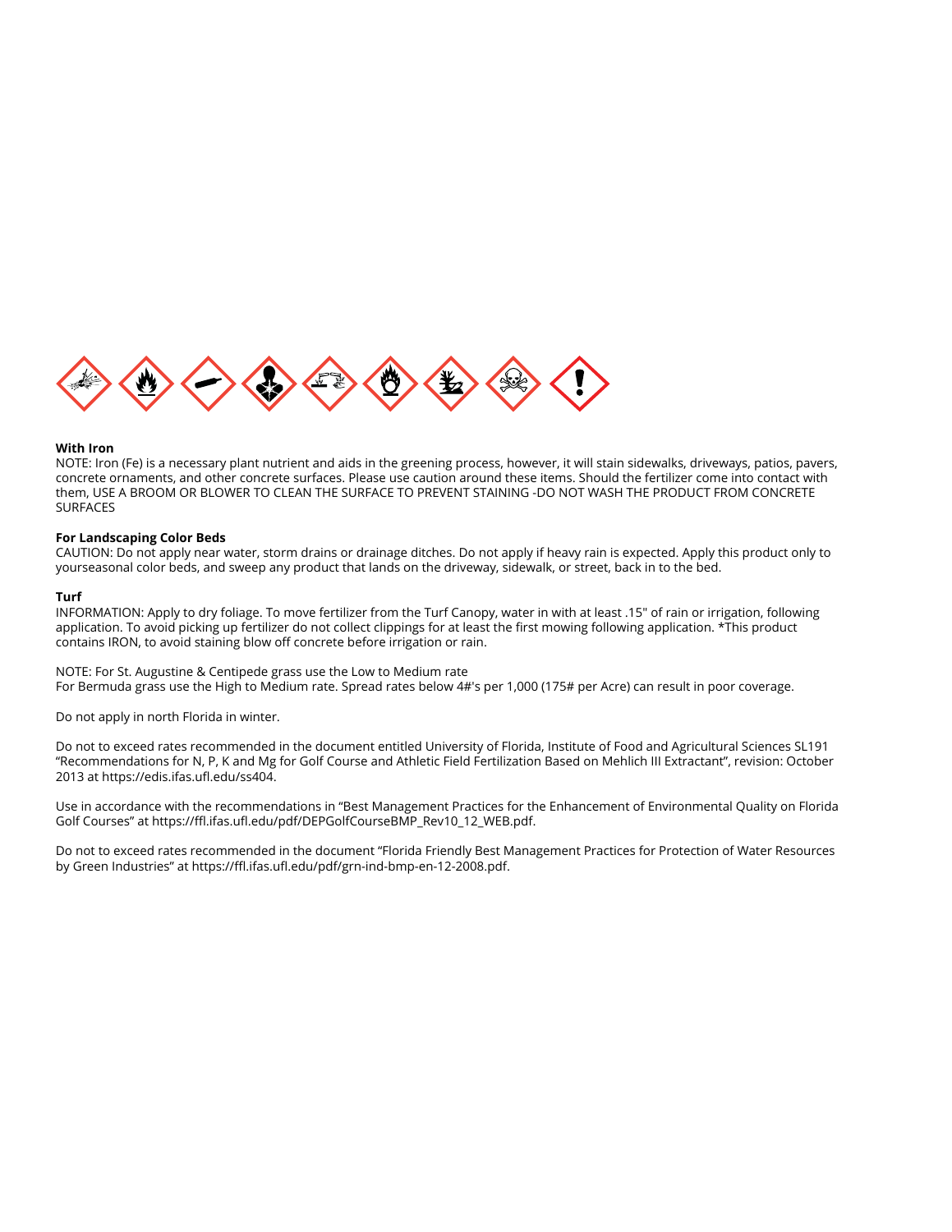**With Iron**

NOTE: Iron (Fe) is a necessary plant nutrient and aids in the greening process, however, it will stain sidewalks, driveways, patios, pavers, concrete ornaments, and other concrete surfaces. Please use caution around these items. Should the fertilizer come into contact with them, USE A BROOM OR BLOWER TO CLEAN THE SURFACE TO PREVENT STAINING -DO NOT WASH THE PRODUCT FROM CONCRETE SURFACES

**For Landscaping Color Beds**

CAUTION: Do not apply near water, storm drains or drainage ditches. Do not apply if heavy rain is expected. Apply this product only to yourseasonal color beds, and sweep any product that lands on the driveway, sidewalk, or street, back in to the bed.

**Turf**

INFORMATION: Apply to dry foliage. To move fertilizer from the Turf Canopy, water in with at least .15" of rain or irrigation, following application. To avoid picking up fertilizer do not collect clippings for at least the first mowing following application. *This product contains IRON, to avoid staining blow off concrete before irrigation or rain.

NOTE: For St. Augustine & Centipede grass use the Low to Medium rate
For Bermuda grass use the High to Medium rate. Spread rates below 4#'s per 1,000 (175# per Acre) can result in poor coverage.

Do not apply in north Florida in winter.

Do not to exceed rates recommended in the document entitled University of Florida, Institute of Food and Agricultural Sciences SL191 "Recommendations for N, P, K and Mg for Golf Course and Athletic Field Fertilization Based on Mehlich III Extractant", revision: October 2013 at https://edis.ifas.ufl.edu/ss404.

Use in accordance with the recommendations in "Best Management Practices for the Enhancement of Environmental Quality on Florida Golf Courses" at https://ffl.ifas.ufl.edu/pdf/DEPGolfCourseBMP_Rev10_12_WEB.pdf.

Do not to exceed rates recommended in the document "Florida Friendly Best Management Practices for Protection of Water Resources by Green Industries" at https://ffl.ifas.ufl.edu/pdf/grn-ind-bmp-en-12-2008.pdf.